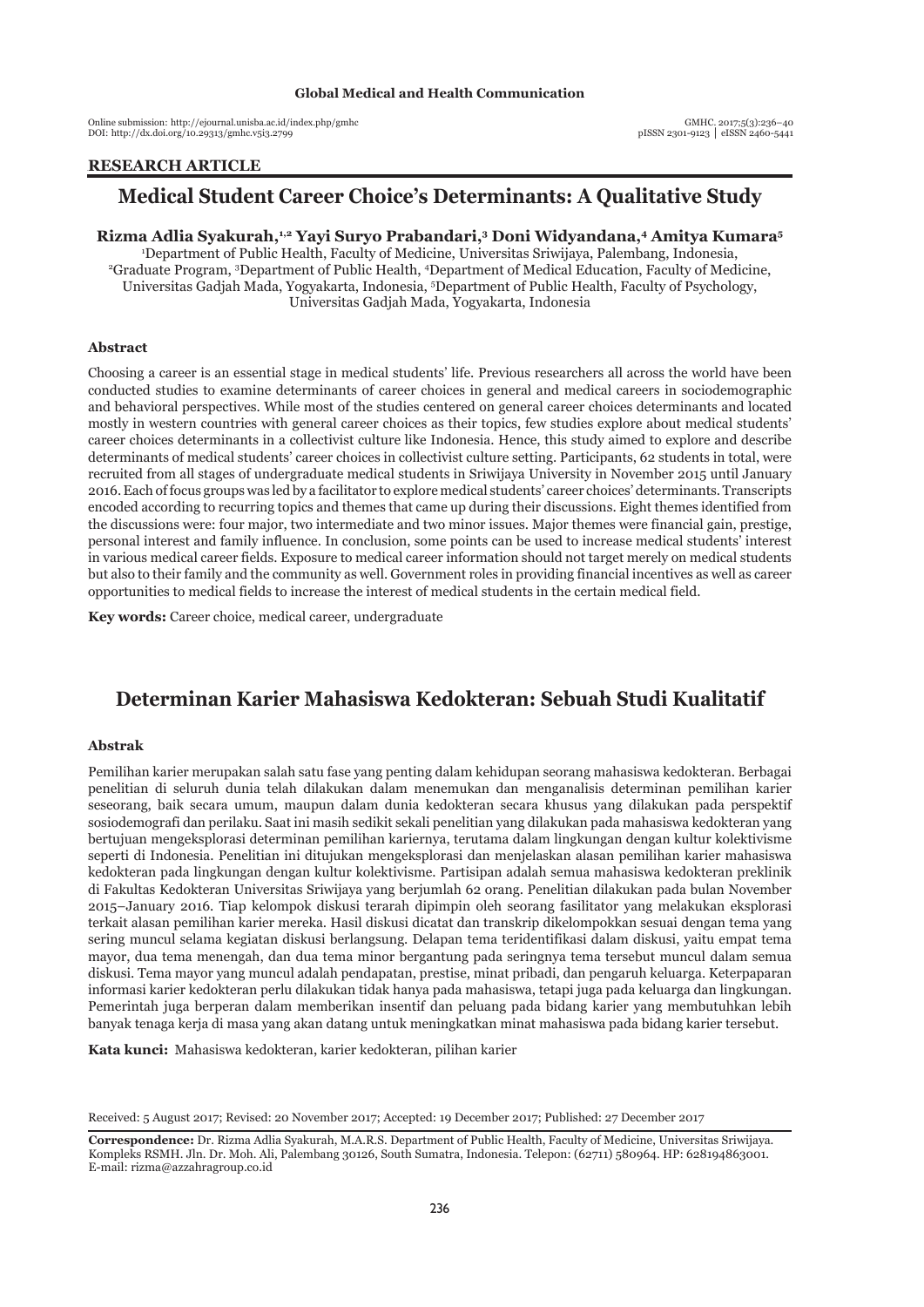**RESEARCH ARTICLE**

# Medical Student Career Choice's Determinants: A Qualitative Study

**Rizma Adlia Syakurah,[1,2] Yayi Suryo Prabandari,[3] Doni Widyandana,[4] Amitya Kumara[5]**

[1]Department of Public Health, Faculty of Medicine, Universitas Sriwijaya, Palembang, Indonesia, [2]Graduate Program, [3]Department of Public Health, [4]Department of Medical Education, Faculty of Medicine, Universitas Gadjah Mada, Yogyakarta, Indonesia, [5]Department of Public Health, Faculty of Psychology, Universitas Gadjah Mada, Yogyakarta, Indonesia

### Abstract

Choosing a career is an essential stage in medical students' life. Previous researchers all across the world have been conducted studies to examine determinants of career choices in general and medical careers in sociodemographic and behavioral perspectives. While most of the studies centered on general career choices determinants and located mostly in western countries with general career choices as their topics, few studies explore about medical students' career choices determinants in a collectivist culture like Indonesia. Hence, this study aimed to explore and describe determinants of medical students' career choices in collectivist culture setting. Participants, 62 students in total, were recruited from all stages of undergraduate medical students in Sriwijaya University in November 2015 until January 2016. Each of focus groups was led by a facilitator to explore medical students' career choices' determinants. Transcripts encoded according to recurring topics and themes that came up during their discussions. Eight themes identified from the discussions were: four major, two intermediate and two minor issues. Major themes were financial gain, prestige, personal interest and family influence. In conclusion, some points can be used to increase medical students' interest in various medical career fields. Exposure to medical career information should not target merely on medical students but also to their family and the community as well. Government roles in providing financial incentives as well as career opportunities to medical fields to increase the interest of medical students in the certain medical field.

**Key words:** Career choice, medical career, undergraduate

# Determinan Karier Mahasiswa Kedokteran: Sebuah Studi Kualitatif

### Abstrak

Pemilihan karier merupakan salah satu fase yang penting dalam kehidupan seorang mahasiswa kedokteran. Berbagai penelitian di seluruh dunia telah dilakukan dalam menemukan dan menganalisis determinan pemilihan karier seseorang, baik secara umum, maupun dalam dunia kedokteran secara khusus yang dilakukan pada perspektif sosiodemografi dan perilaku. Saat ini masih sedikit sekali penelitian yang dilakukan pada mahasiswa kedokteran yang bertujuan mengeksplorasi determinan pemilihan kariernya, terutama dalam lingkungan dengan kultur kolektivisme seperti di Indonesia. Penelitian ini ditujukan mengeksplorasi dan menjelaskan alasan pemilihan karier mahasiswa kedokteran pada lingkungan dengan kultur kolektivisme. Partisipan adalah semua mahasiswa kedokteran preklinik di Fakultas Kedokteran Universitas Sriwijaya yang berjumlah 62 orang. Penelitian dilakukan pada bulan November 2015–January 2016. Tiap kelompok diskusi terarah dipimpin oleh seorang fasilitator yang melakukan eksplorasi terkait alasan pemilihan karier mereka. Hasil diskusi dicatat dan transkrip dikelompokkan sesuai dengan tema yang sering muncul selama kegiatan diskusi berlangsung. Delapan tema teridentifikasi dalam diskusi, yaitu empat tema mayor, dua tema menengah, dan dua tema minor bergantung pada seringnya tema tersebut muncul dalam semua diskusi. Tema mayor yang muncul adalah pendapatan, prestise, minat pribadi, dan pengaruh keluarga. Keterpaparan informasi karier kedokteran perlu dilakukan tidak hanya pada mahasiswa, tetapi juga pada keluarga dan lingkungan. Pemerintah juga berperan dalam memberikan insentif dan peluang pada bidang karier yang membutuhkan lebih banyak tenaga kerja di masa yang akan datang untuk meningkatkan minat mahasiswa pada bidang karier tersebut.

**Kata kunci:** Mahasiswa kedokteran, karier kedokteran, pilihan karier

Received: 5 August 2017; Revised: 20 November 2017; Accepted: 19 December 2017; Published: 27 December 2017

**Correspondence:** Dr. Rizma Adlia Syakurah, M.A.R.S. Department of Public Health, Faculty of Medicine, Universitas Sriwijaya. Kompleks RSMH. Jln. Dr. Moh. Ali, Palembang 30126, South Sumatra, Indonesia. Telepon: (62711) 580964. HP: 628194863001. E-mail: rizma@azzahragroup.co.id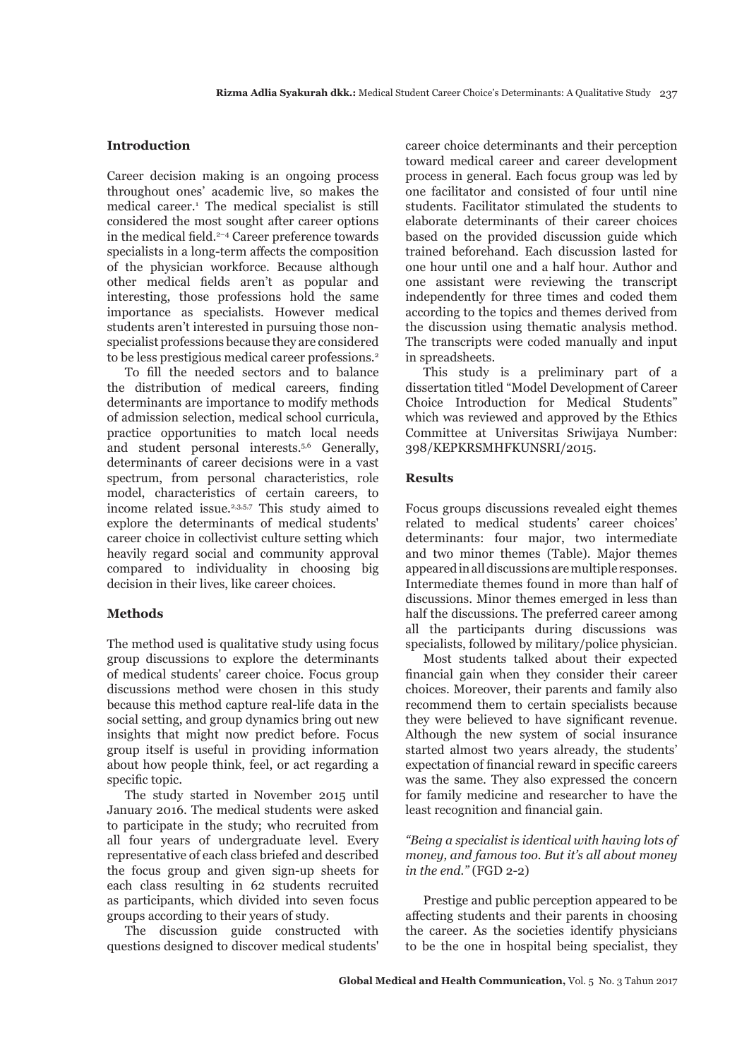## Introduction

Career decision making is an ongoing process throughout ones' academic live, so makes the medical career.[1] The medical specialist is still considered the most sought after career options in the medical field.[2–4] Career preference towards specialists in a long-term affects the composition of the physician workforce. Because although other medical fields aren't as popular and interesting, those professions hold the same importance as specialists. However medical students aren't interested in pursuing those non-specialist professions because they are considered to be less prestigious medical career professions.[2]

To fill the needed sectors and to balance the distribution of medical careers, finding determinants are importance to modify methods of admission selection, medical school curricula, practice opportunities to match local needs and student personal interests.[5,6] Generally, determinants of career decisions were in a vast spectrum, from personal characteristics, role model, characteristics of certain careers, to income related issue.[2,3,5,7] This study aimed to explore the determinants of medical students' career choice in collectivist culture setting which heavily regard social and community approval compared to individuality in choosing big decision in their lives, like career choices.

## Methods

The method used is qualitative study using focus group discussions to explore the determinants of medical students' career choice. Focus group discussions method were chosen in this study because this method capture real-life data in the social setting, and group dynamics bring out new insights that might now predict before. Focus group itself is useful in providing information about how people think, feel, or act regarding a specific topic.

The study started in November 2015 until January 2016. The medical students were asked to participate in the study; who recruited from all four years of undergraduate level. Every representative of each class briefed and described the focus group and given sign-up sheets for each class resulting in 62 students recruited as participants, which divided into seven focus groups according to their years of study.

The discussion guide constructed with questions designed to discover medical students' career choice determinants and their perception toward medical career and career development process in general. Each focus group was led by one facilitator and consisted of four until nine students. Facilitator stimulated the students to elaborate determinants of their career choices based on the provided discussion guide which trained beforehand. Each discussion lasted for one hour until one and a half hour. Author and one assistant were reviewing the transcript independently for three times and coded them according to the topics and themes derived from the discussion using thematic analysis method. The transcripts were coded manually and input in spreadsheets.

This study is a preliminary part of a dissertation titled "Model Development of Career Choice Introduction for Medical Students" which was reviewed and approved by the Ethics Committee at Universitas Sriwijaya Number: 398/KEPKRSMHFKUNSRI/2015.

## Results

Focus groups discussions revealed eight themes related to medical students' career choices' determinants: four major, two intermediate and two minor themes (Table). Major themes appeared in all discussions are multiple responses. Intermediate themes found in more than half of discussions. Minor themes emerged in less than half the discussions. The preferred career among all the participants during discussions was specialists, followed by military/police physician.

Most students talked about their expected financial gain when they consider their career choices. Moreover, their parents and family also recommend them to certain specialists because they were believed to have significant revenue. Although the new system of social insurance started almost two years already, the students' expectation of financial reward in specific careers was the same. They also expressed the concern for family medicine and researcher to have the least recognition and financial gain.

*"Being a specialist is identical with having lots of money, and famous too. But it's all about money in the end."* (FGD 2-2)

Prestige and public perception appeared to be affecting students and their parents in choosing the career. As the societies identify physicians to be the one in hospital being specialist, they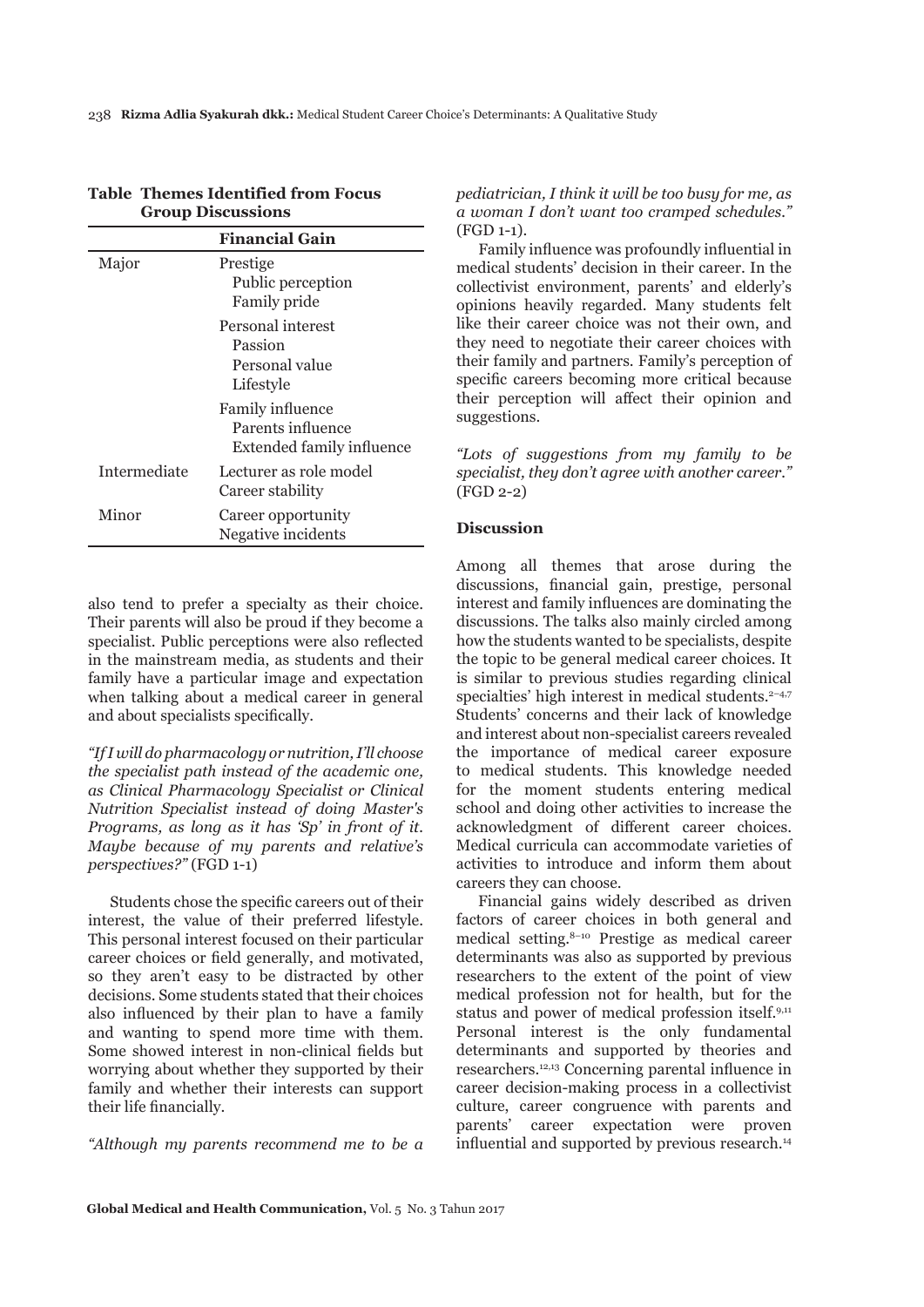**Table Themes Identified from Focus Group Discussions**

| | Financial Gain |
|---|---|
| Major | Prestige<br>Public perception<br>Family pride |
| | Personal interest<br>Passion<br>Personal value<br>Lifestyle |
| | Family influence<br>Parents influence<br>Extended family influence |
| Intermediate | Lecturer as role model<br>Career stability |
| Minor | Career opportunity<br>Negative incidents |

also tend to prefer a specialty as their choice. Their parents will also be proud if they become a specialist. Public perceptions were also reflected in the mainstream media, as students and their family have a particular image and expectation when talking about a medical career in general and about specialists specifically.

*"If I will do pharmacology or nutrition, I'll choose the specialist path instead of the academic one, as Clinical Pharmacology Specialist or Clinical Nutrition Specialist instead of doing Master's Programs, as long as it has 'Sp' in front of it. Maybe because of my parents and relative's perspectives?"* (FGD 1-1)

Students chose the specific careers out of their interest, the value of their preferred lifestyle. This personal interest focused on their particular career choices or field generally, and motivated, so they aren't easy to be distracted by other decisions. Some students stated that their choices also influenced by their plan to have a family and wanting to spend more time with them. Some showed interest in non-clinical fields but worrying about whether they supported by their family and whether their interests can support their life financially.

*"Although my parents recommend me to be a pediatrician, I think it will be too busy for me, as a woman I don't want too cramped schedules."* (FGD 1-1).

Family influence was profoundly influential in medical students' decision in their career. In the collectivist environment, parents' and elderly's opinions heavily regarded. Many students felt like their career choice was not their own, and they need to negotiate their career choices with their family and partners. Family's perception of specific careers becoming more critical because their perception will affect their opinion and suggestions.

*"Lots of suggestions from my family to be specialist, they don't agree with another career."* (FGD 2-2)

## Discussion

Among all themes that arose during the discussions, financial gain, prestige, personal interest and family influences are dominating the discussions. The talks also mainly circled among how the students wanted to be specialists, despite the topic to be general medical career choices. It is similar to previous studies regarding clinical specialties' high interest in medical students.[2–4,7] Students' concerns and their lack of knowledge and interest about non-specialist careers revealed the importance of medical career exposure to medical students. This knowledge needed for the moment students entering medical school and doing other activities to increase the acknowledgment of different career choices. Medical curricula can accommodate varieties of activities to introduce and inform them about careers they can choose.

Financial gains widely described as driven factors of career choices in both general and medical setting.[8–10] Prestige as medical career determinants was also as supported by previous researchers to the extent of the point of view medical profession not for health, but for the status and power of medical profession itself.[9,11] Personal interest is the only fundamental determinants and supported by theories and researchers.[12,13] Concerning parental influence in career decision-making process in a collectivist culture, career congruence with parents and parents' career expectation were proven influential and supported by previous research.[14]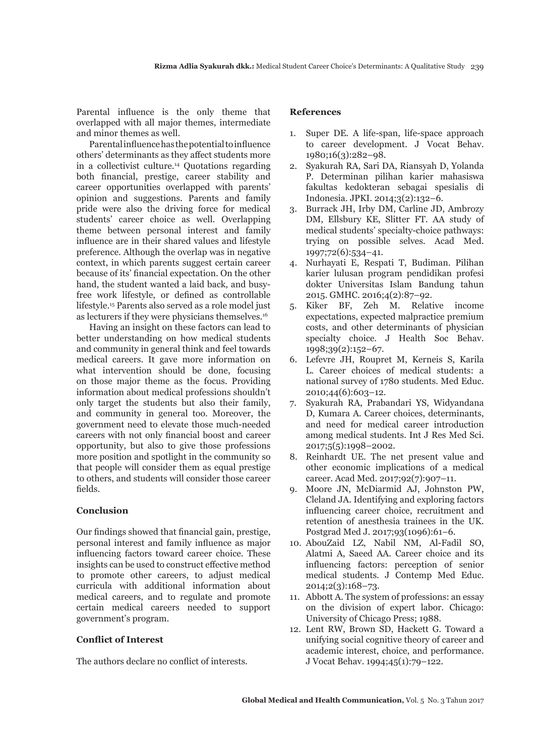Parental influence is the only theme that overlapped with all major themes, intermediate and minor themes as well.

Parental influence has the potential to influence others' determinants as they affect students more in a collectivist culture.[14] Quotations regarding both financial, prestige, career stability and career opportunities overlapped with parents' opinion and suggestions. Parents and family pride were also the driving force for medical students' career choice as well. Overlapping theme between personal interest and family influence are in their shared values and lifestyle preference. Although the overlap was in negative context, in which parents suggest certain career because of its' financial expectation. On the other hand, the student wanted a laid back, and busy-free work lifestyle, or defined as controllable lifestyle.[15] Parents also served as a role model just as lecturers if they were physicians themselves.[16]

Having an insight on these factors can lead to better understanding on how medical students and community in general think and feel towards medical careers. It gave more information on what intervention should be done, focusing on those major theme as the focus. Providing information about medical professions shouldn't only target the students but also their family, and community in general too. Moreover, the government need to elevate those much-needed careers with not only financial boost and career opportunity, but also to give those professions more position and spotlight in the community so that people will consider them as equal prestige to others, and students will consider those career fields.

## Conclusion

Our findings showed that financial gain, prestige, personal interest and family influence as major influencing factors toward career choice. These insights can be used to construct effective method to promote other careers, to adjust medical curricula with additional information about medical careers, and to regulate and promote certain medical careers needed to support government's program.

## Conflict of Interest

The authors declare no conflict of interests.

## References

1. Super DE. A life-span, life-space approach to career development. J Vocat Behav. 1980;16(3):282–98.
2. Syakurah RA, Sari DA, Riansyah D, Yolanda P. Determinan pilihan karier mahasiswa fakultas kedokteran sebagai spesialis di Indonesia. JPKI. 2014;3(2):132–6.
3. Burrack JH, Irby DM, Carline JD, Ambrozy DM, Ellsbury KE, Slitter FT. AA study of medical students' specialty-choice pathways: trying on possible selves. Acad Med. 1997;72(6):534–41.
4. Nurhayati E, Respati T, Budiman. Pilihan karier lulusan program pendidikan profesi dokter Universitas Islam Bandung tahun 2015. GMHC. 2016;4(2):87–92.
5. Kiker BF, Zeh M. Relative income expectations, expected malpractice premium costs, and other determinants of physician specialty choice. J Health Soc Behav. 1998;39(2):152–67.
6. Lefevre JH, Roupret M, Kerneis S, Karila L. Career choices of medical students: a national survey of 1780 students. Med Educ. 2010;44(6):603–12.
7. Syakurah RA, Prabandari YS, Widyandana D, Kumara A. Career choices, determinants, and need for medical career introduction among medical students. Int J Res Med Sci. 2017;5(5):1998–2002.
8. Reinhardt UE. The net present value and other economic implications of a medical career. Acad Med. 2017;92(7):907–11.
9. Moore JN, McDiarmid AJ, Johnston PW, Cleland JA. Identifying and exploring factors influencing career choice, recruitment and retention of anesthesia trainees in the UK. Postgrad Med J. 2017;93(1096):61–6.
10. AbouZaid LZ, Nabil NM, Al-Fadil SO, Alatmi A, Saeed AA. Career choice and its influencing factors: perception of senior medical students. J Contemp Med Educ. 2014;2(3):168–73.
11. Abbott A. The system of professions: an essay on the division of expert labor. Chicago: University of Chicago Press; 1988.
12. Lent RW, Brown SD, Hackett G. Toward a unifying social cognitive theory of career and academic interest, choice, and performance. J Vocat Behav. 1994;45(1):79–122.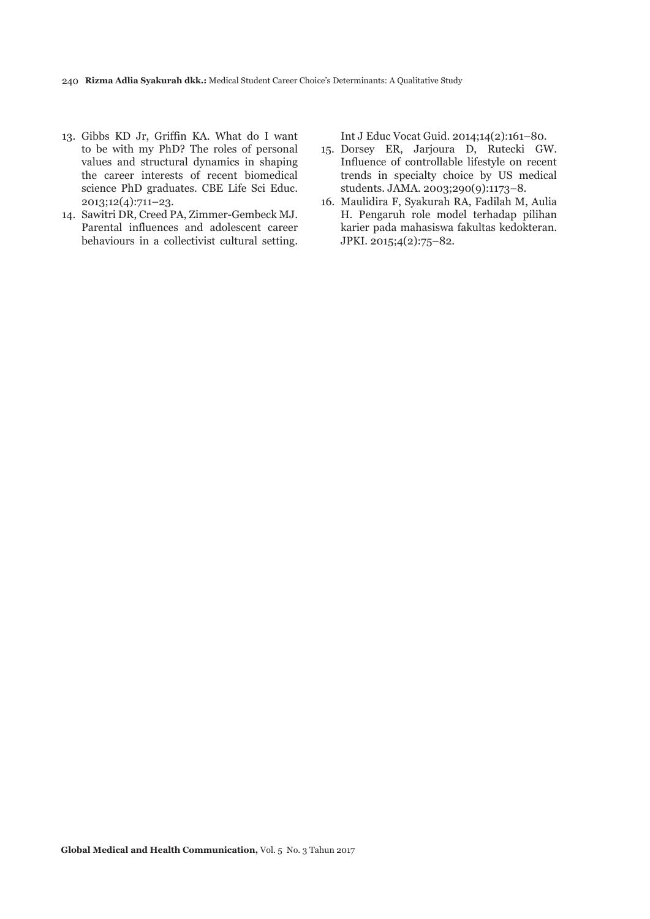13. Gibbs KD Jr, Griffin KA. What do I want to be with my PhD? The roles of personal values and structural dynamics in shaping the career interests of recent biomedical science PhD graduates. CBE Life Sci Educ. 2013;12(4):711–23.
14. Sawitri DR, Creed PA, Zimmer-Gembeck MJ. Parental influences and adolescent career behaviours in a collectivist cultural setting. Int J Educ Vocat Guid. 2014;14(2):161–80.
15. Dorsey ER, Jarjoura D, Rutecki GW. Influence of controllable lifestyle on recent trends in specialty choice by US medical students. JAMA. 2003;290(9):1173–8.
16. Maulidira F, Syakurah RA, Fadilah M, Aulia H. Pengaruh role model terhadap pilihan karier pada mahasiswa fakultas kedokteran. JPKI. 2015;4(2):75–82.